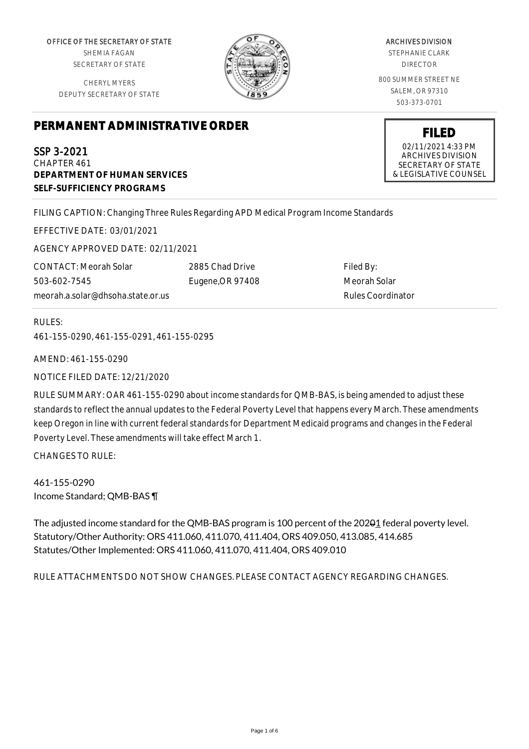OFFICE OF THE SECRETARY OF STATE
SHEMIA FAGAN
SECRETARY OF STATE

CHERYL MYERS
DEPUTY SECRETARY OF STATE

ARCHIVES DIVISION
STEPHANIE CLARK
DIRECTOR

800 SUMMER STREET NE
SALEM, OR 97310
503-373-0701

# PERMANENT ADMINISTRATIVE ORDER

**FILED**
02/11/2021 4:33 PM
ARCHIVES DIVISION
SECRETARY OF STATE
& LEGISLATIVE COUNSEL

SSP 3-2021
CHAPTER 461
**DEPARTMENT OF HUMAN SERVICES**
**SELF-SUFFICIENCY PROGRAMS**

FILING CAPTION: Changing Three Rules Regarding APD Medical Program Income Standards

EFFECTIVE DATE: 03/01/2021

AGENCY APPROVED DATE: 02/11/2021

CONTACT: Meorah Solar
503-602-7545
meorah.a.solar@dhsoha.state.or.us

2885 Chad Drive
Eugene,OR 97408

Filed By:
Meorah Solar
Rules Coordinator

RULES:
461-155-0290, 461-155-0291, 461-155-0295

AMEND: 461-155-0290

NOTICE FILED DATE: 12/21/2020

RULE SUMMARY: OAR 461-155-0290 about income standards for QMB-BAS, is being amended to adjust these standards to reflect the annual updates to the Federal Poverty Level that happens every March. These amendments keep Oregon in line with current federal standards for Department Medicaid programs and changes in the Federal Poverty Level. These amendments will take effect March 1.

CHANGES TO RULE:

461-155-0290
Income Standard; QMB-BAS ¶

The adjusted income standard for the QMB-BAS program is 100 percent of the 2020~~0~~1 federal poverty level.
Statutory/Other Authority: ORS 411.060, 411.070, 411.404, ORS 409.050, 413.085, 414.685
Statutes/Other Implemented: ORS 411.060, 411.070, 411.404, ORS 409.010

RULE ATTACHMENTS DO NOT SHOW CHANGES. PLEASE CONTACT AGENCY REGARDING CHANGES.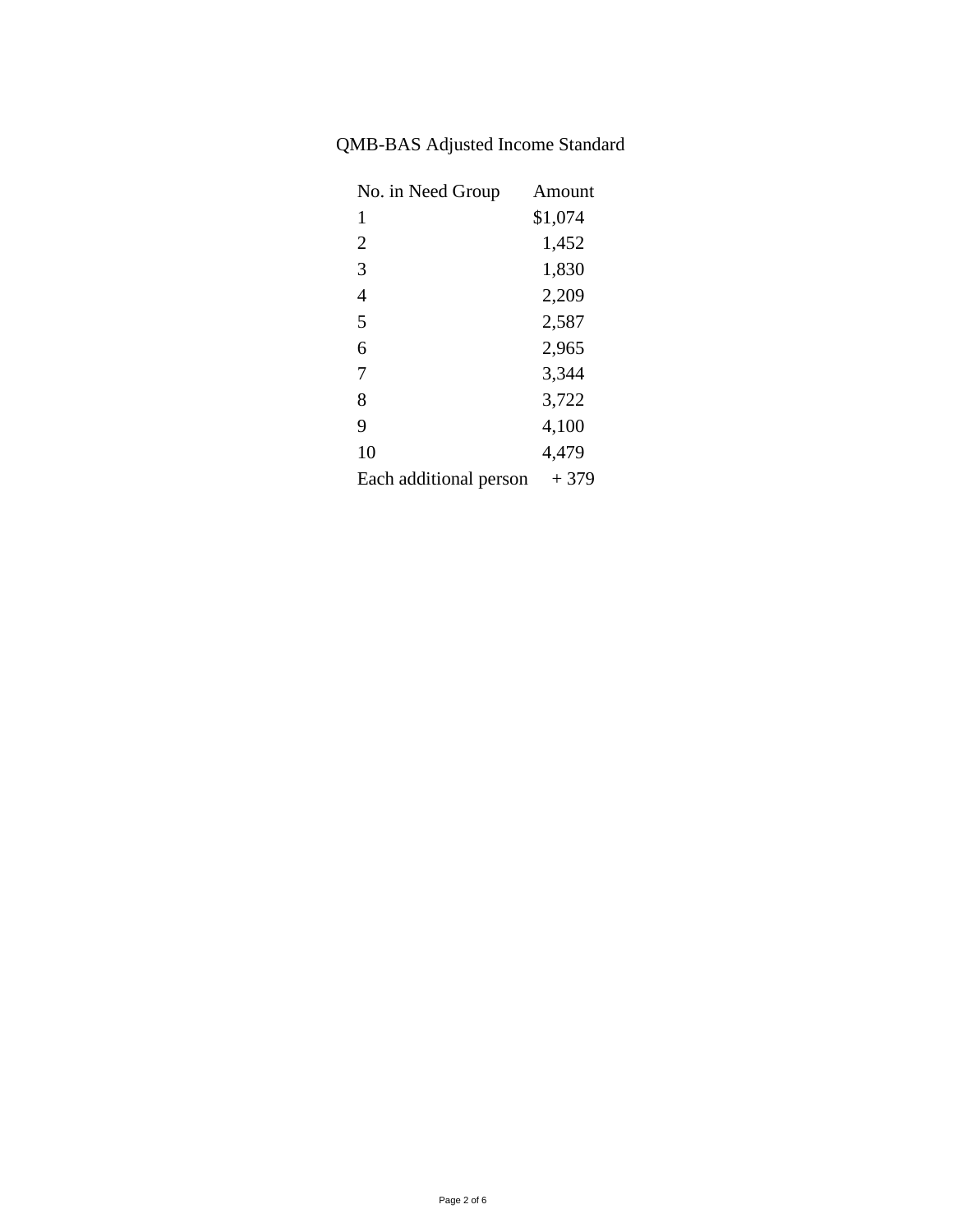QMB-BAS Adjusted Income Standard

| No. in Need Group | Amount |
| --- | --- |
| 1 | $1,074 |
| 2 | 1,452 |
| 3 | 1,830 |
| 4 | 2,209 |
| 5 | 2,587 |
| 6 | 2,965 |
| 7 | 3,344 |
| 8 | 3,722 |
| 9 | 4,100 |
| 10 | 4,479 |
| Each additional person | + 379 |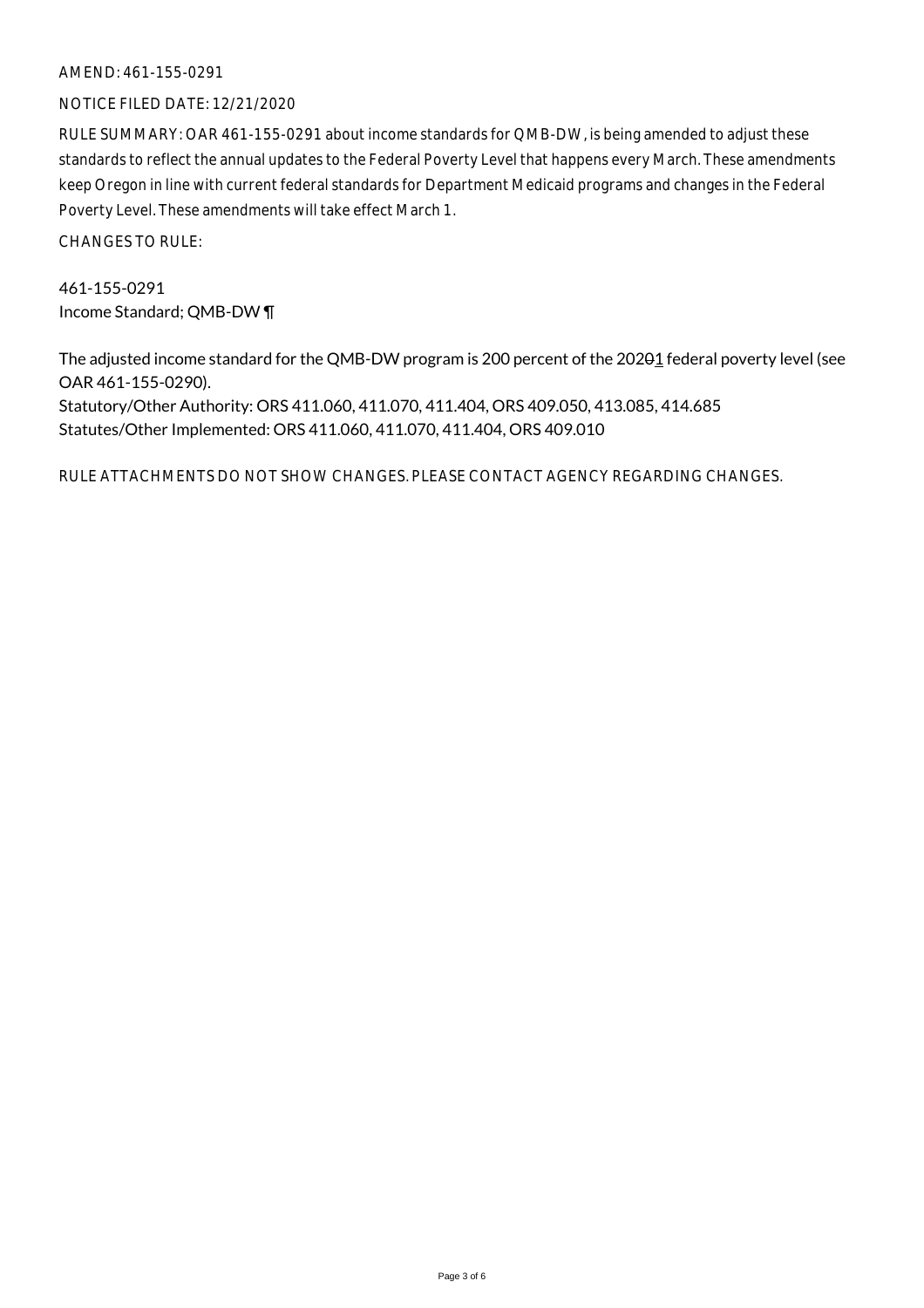AMEND: 461-155-0291

NOTICE FILED DATE: 12/21/2020

RULE SUMMARY: OAR 461-155-0291 about income standards for QMB-DW, is being amended to adjust these standards to reflect the annual updates to the Federal Poverty Level that happens every March. These amendments keep Oregon in line with current federal standards for Department Medicaid programs and changes in the Federal Poverty Level. These amendments will take effect March 1.

CHANGES TO RULE:

461-155-0291
Income Standard; QMB-DW ¶

The adjusted income standard for the QMB-DW program is 200 percent of the 2020<u>1</u> federal poverty level (see OAR 461-155-0290).
Statutory/Other Authority: ORS 411.060, 411.070, 411.404, ORS 409.050, 413.085, 414.685
Statutes/Other Implemented: ORS 411.060, 411.070, 411.404, ORS 409.010

RULE ATTACHMENTS DO NOT SHOW CHANGES. PLEASE CONTACT AGENCY REGARDING CHANGES.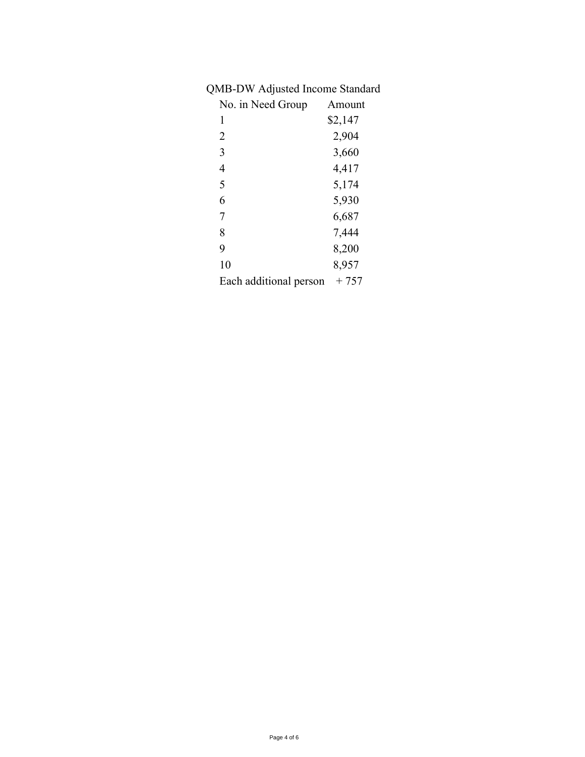QMB-DW Adjusted Income Standard

| No. in Need Group | Amount |
|---|---|
| 1 | $2,147 |
| 2 | 2,904 |
| 3 | 3,660 |
| 4 | 4,417 |
| 5 | 5,174 |
| 6 | 5,930 |
| 7 | 6,687 |
| 8 | 7,444 |
| 9 | 8,200 |
| 10 | 8,957 |
| Each additional person | + 757 |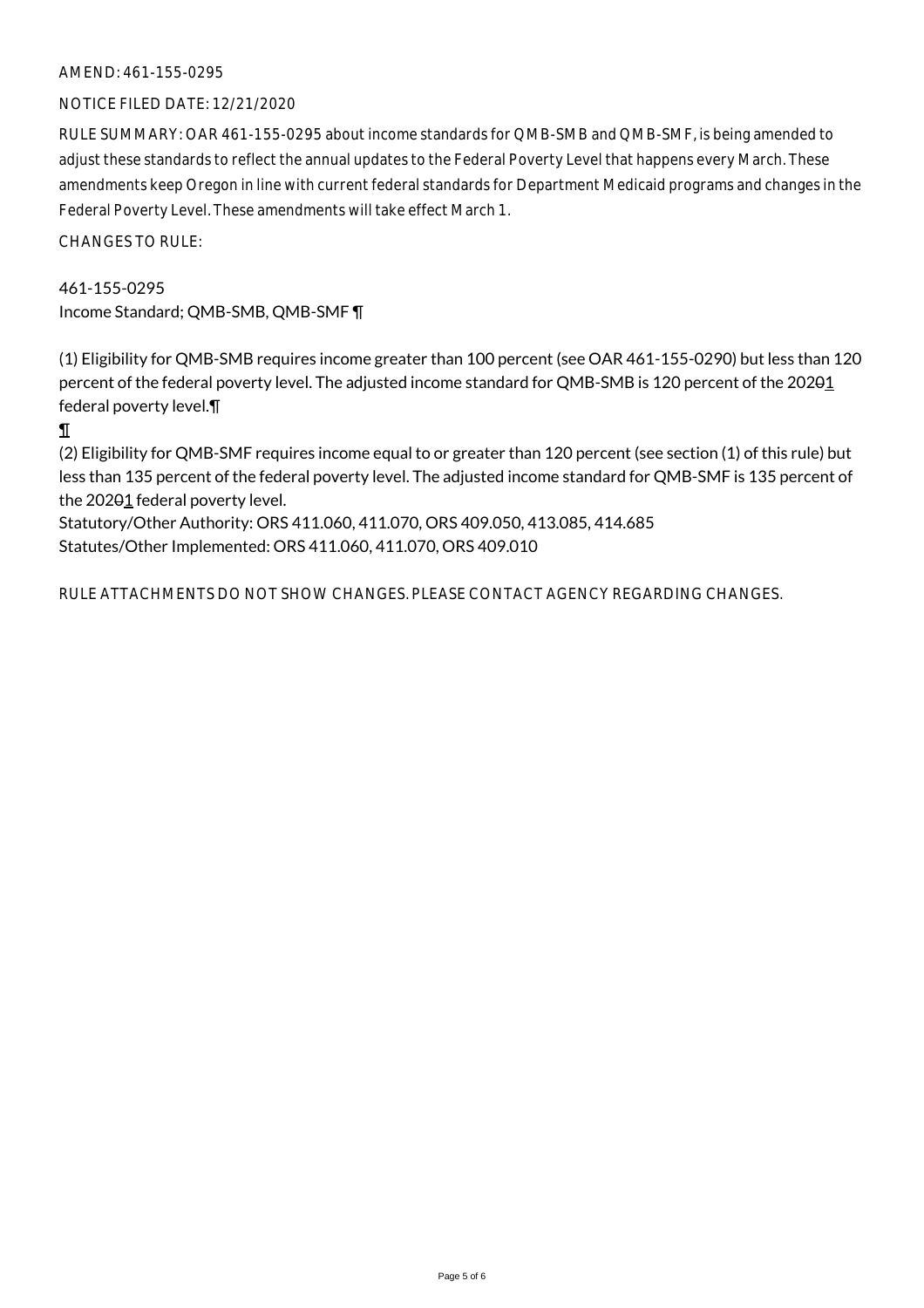AMEND: 461-155-0295

NOTICE FILED DATE: 12/21/2020

RULE SUMMARY: OAR 461-155-0295 about income standards for QMB-SMB and QMB-SMF, is being amended to adjust these standards to reflect the annual updates to the Federal Poverty Level that happens every March. These amendments keep Oregon in line with current federal standards for Department Medicaid programs and changes in the Federal Poverty Level. These amendments will take effect March 1.

CHANGES TO RULE:

461-155-0295
Income Standard; QMB-SMB, QMB-SMF ¶

(1) Eligibility for QMB-SMB requires income greater than 100 percent (see OAR 461-155-0290) but less than 120 percent of the federal poverty level. The adjusted income standard for QMB-SMB is 120 percent of the 2020~~0~~1 federal poverty level.¶
¶
(2) Eligibility for QMB-SMF requires income equal to or greater than 120 percent (see section (1) of this rule) but less than 135 percent of the federal poverty level. The adjusted income standard for QMB-SMF is 135 percent of the 2020~~0~~1 federal poverty level.
Statutory/Other Authority: ORS 411.060, 411.070, ORS 409.050, 413.085, 414.685
Statutes/Other Implemented: ORS 411.060, 411.070, ORS 409.010

RULE ATTACHMENTS DO NOT SHOW CHANGES. PLEASE CONTACT AGENCY REGARDING CHANGES.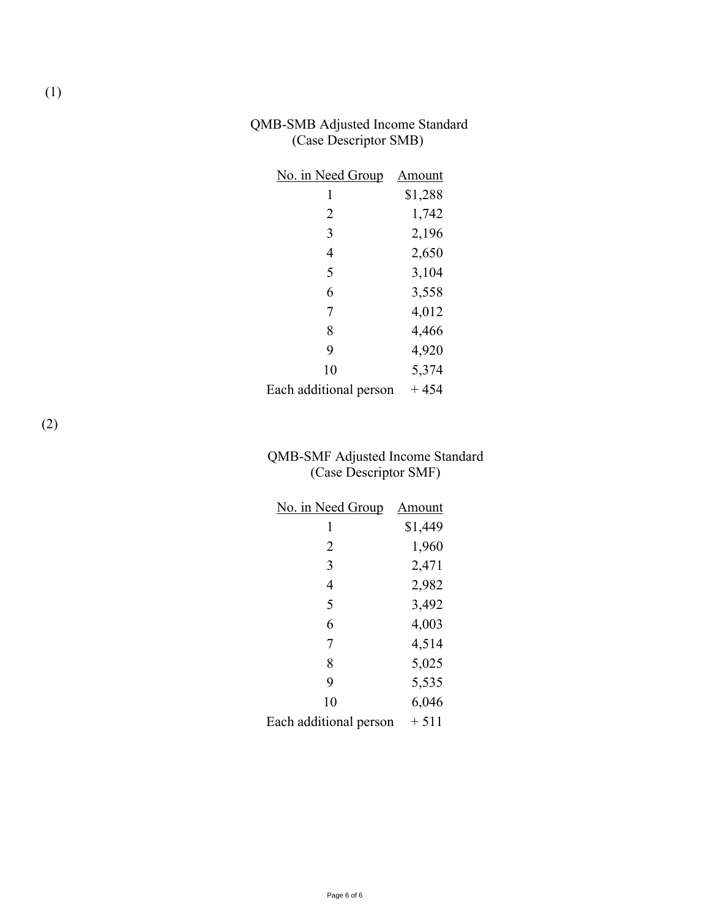(1)

QMB-SMB Adjusted Income Standard
(Case Descriptor SMB)

| No. in Need Group | Amount |
|---|---|
| 1 | $1,288 |
| 2 | 1,742 |
| 3 | 2,196 |
| 4 | 2,650 |
| 5 | 3,104 |
| 6 | 3,558 |
| 7 | 4,012 |
| 8 | 4,466 |
| 9 | 4,920 |
| 10 | 5,374 |
| Each additional person | + 454 |

(2)

QMB-SMF Adjusted Income Standard
(Case Descriptor SMF)

| No. in Need Group | Amount |
|---|---|
| 1 | $1,449 |
| 2 | 1,960 |
| 3 | 2,471 |
| 4 | 2,982 |
| 5 | 3,492 |
| 6 | 4,003 |
| 7 | 4,514 |
| 8 | 5,025 |
| 9 | 5,535 |
| 10 | 6,046 |
| Each additional person | + 511 |